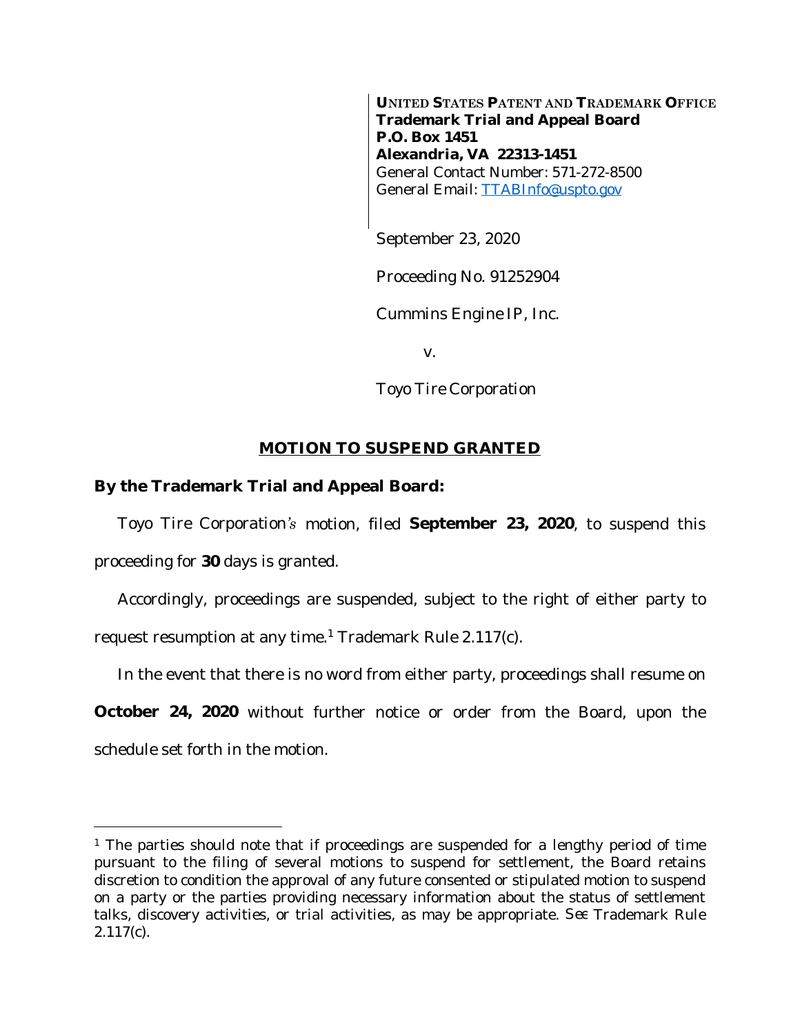**UNITED STATES PATENT AND TRADEMARK OFFICE**
**Trademark Trial and Appeal Board**
**P.O. Box 1451**
**Alexandria, VA 22313-1451**
General Contact Number: 571-272-8500
General Email: TTABInfo@uspto.gov

September 23, 2020

Proceeding No. 91252904

Cummins Engine IP, Inc.

v.

Toyo Tire Corporation

## MOTION TO SUSPEND GRANTED

**By the Trademark Trial and Appeal Board:**

Toyo Tire Corporation's motion, filed **September 23, 2020**, to suspend this proceeding for **30** days is granted.

Accordingly, proceedings are suspended, subject to the right of either party to request resumption at any time.[1] Trademark Rule 2.117(c).

In the event that there is no word from either party, proceedings shall resume on **October 24, 2020** without further notice or order from the Board, upon the schedule set forth in the motion.

---

[1] The parties should note that if proceedings are suspended for a lengthy period of time pursuant to the filing of several motions to suspend for settlement, the Board retains discretion to condition the approval of any future consented or stipulated motion to suspend on a party or the parties providing necessary information about the status of settlement talks, discovery activities, or trial activities, as may be appropriate. *See* Trademark Rule 2.117(c).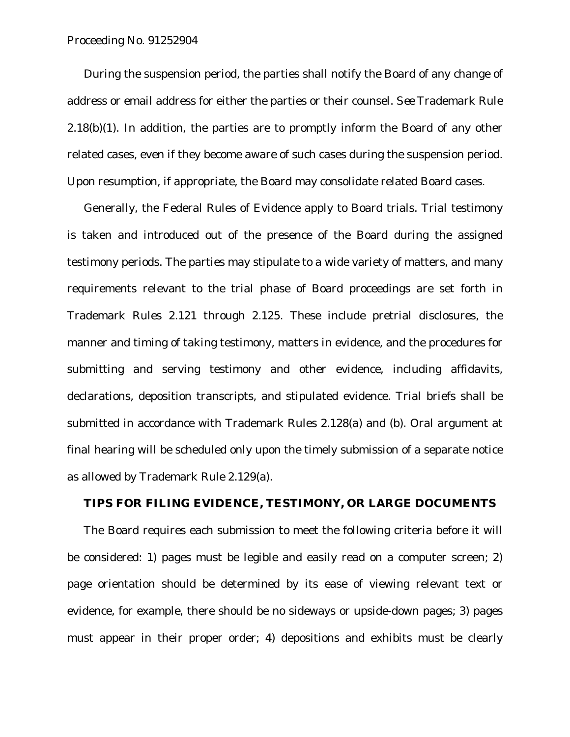During the suspension period, the parties shall notify the Board of any change of address or email address for either the parties or their counsel. *See* Trademark Rule 2.18(b)(1). In addition, the parties are to promptly inform the Board of any other related cases, even if they become aware of such cases during the suspension period. Upon resumption, if appropriate, the Board may consolidate related Board cases.

Generally, the Federal Rules of Evidence apply to Board trials. Trial testimony is taken and introduced out of the presence of the Board during the assigned testimony periods. The parties may stipulate to a wide variety of matters, and many requirements relevant to the trial phase of Board proceedings are set forth in Trademark Rules 2.121 through 2.125. These include pretrial disclosures, the manner and timing of taking testimony, matters in evidence, and the procedures for submitting and serving testimony and other evidence, including affidavits, declarations, deposition transcripts, and stipulated evidence. Trial briefs shall be submitted in accordance with Trademark Rules 2.128(a) and (b). Oral argument at final hearing will be scheduled only upon the timely submission of a separate notice as allowed by Trademark Rule 2.129(a).

## TIPS FOR FILING EVIDENCE, TESTIMONY, OR LARGE DOCUMENTS

The Board requires each submission to meet the following criteria before it will be considered: 1) pages must be legible and easily read on a computer screen; 2) page orientation should be determined by its ease of viewing relevant text or evidence, for example, there should be no sideways or upside-down pages; 3) pages must appear in their proper order; 4) depositions and exhibits must be clearly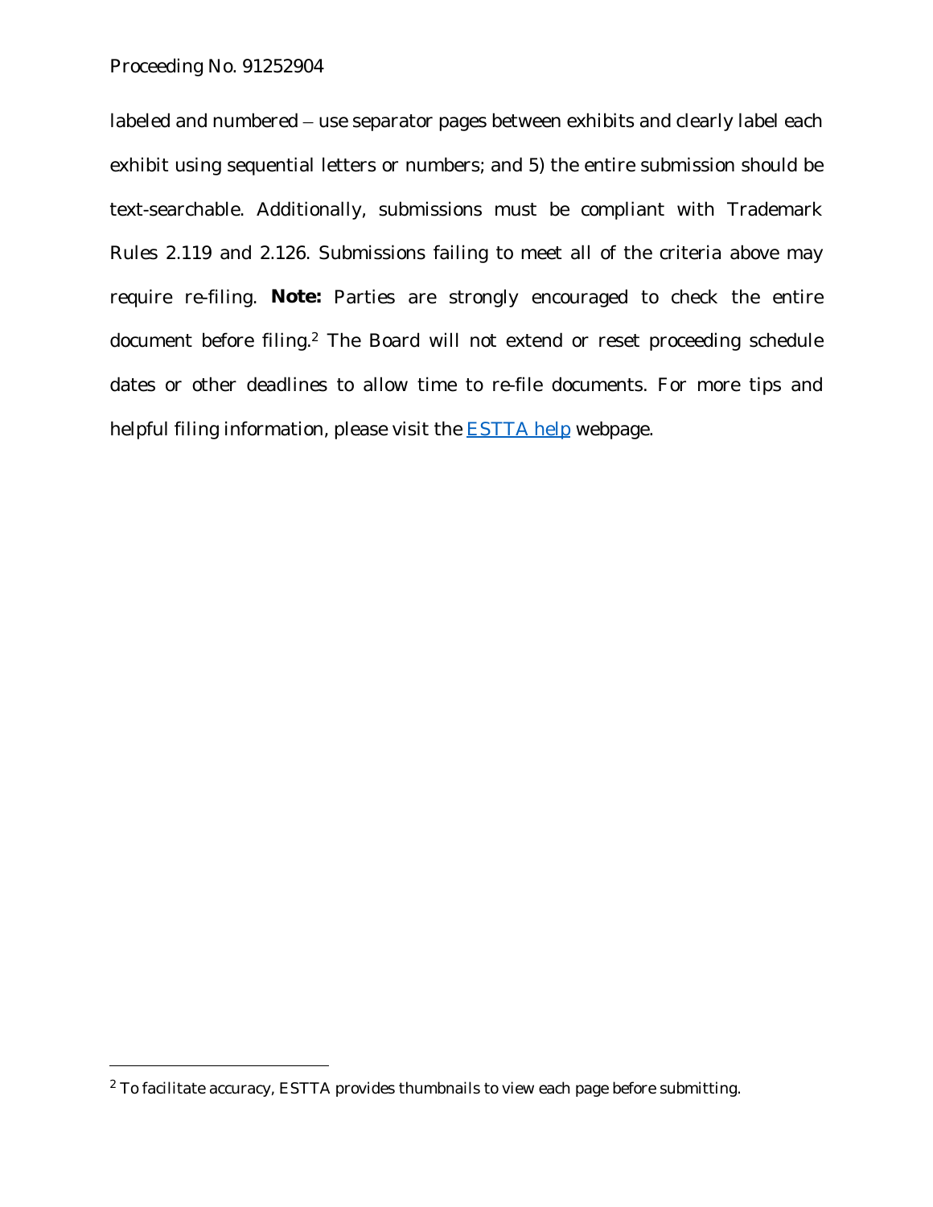labeled and numbered – use separator pages between exhibits and clearly label each exhibit using sequential letters or numbers; and 5) the entire submission should be text-searchable. Additionally, submissions must be compliant with Trademark Rules 2.119 and 2.126. Submissions failing to meet all of the criteria above may require re-filing. **Note:** Parties are strongly encouraged to check the entire document before filing.[2] The Board will not extend or reset proceeding schedule dates or other deadlines to allow time to re-file documents. For more tips and helpful filing information, please visit the ESTTA help webpage.

---

[2] To facilitate accuracy, ESTTA provides thumbnails to view each page before submitting.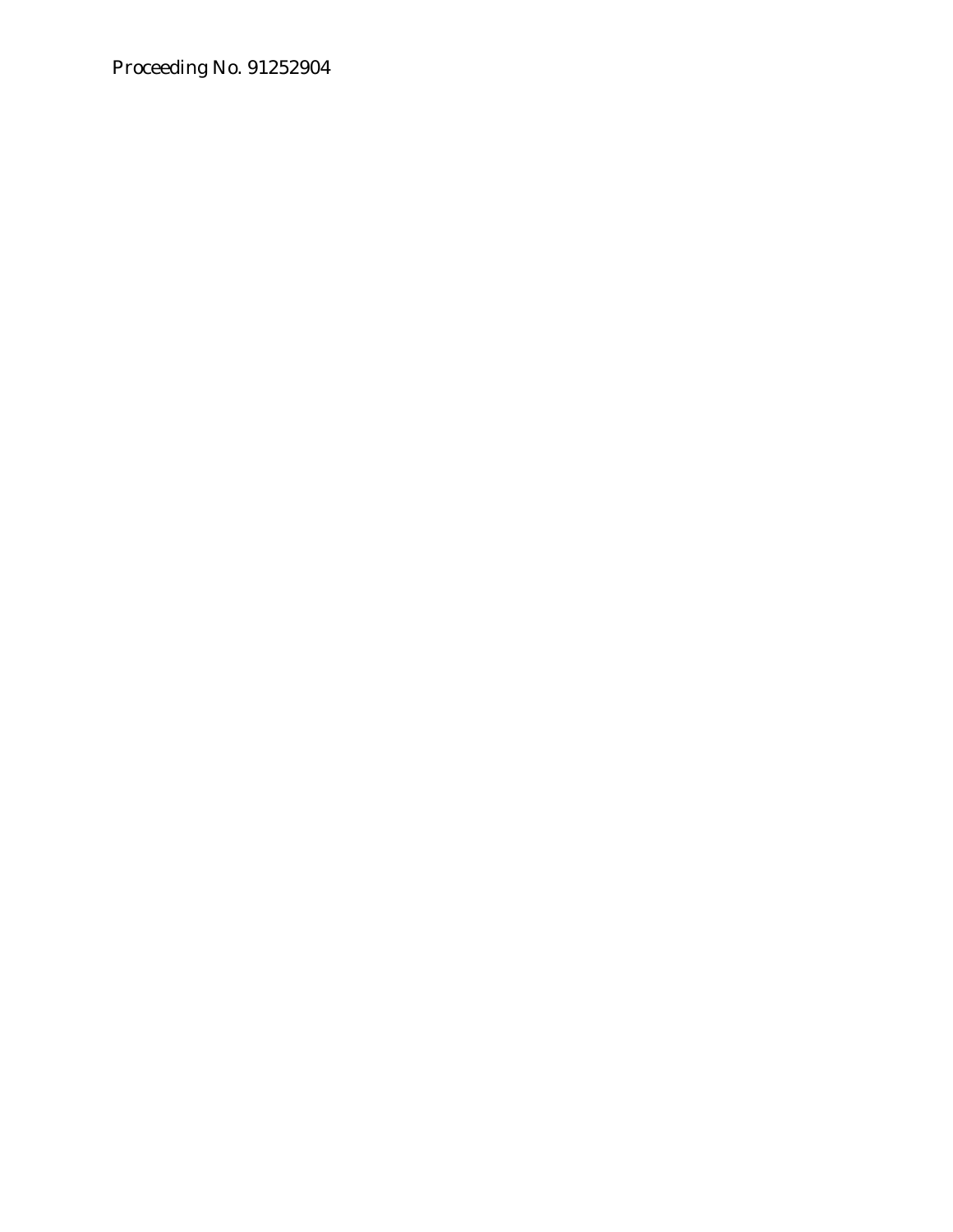Proceeding No. 91252904